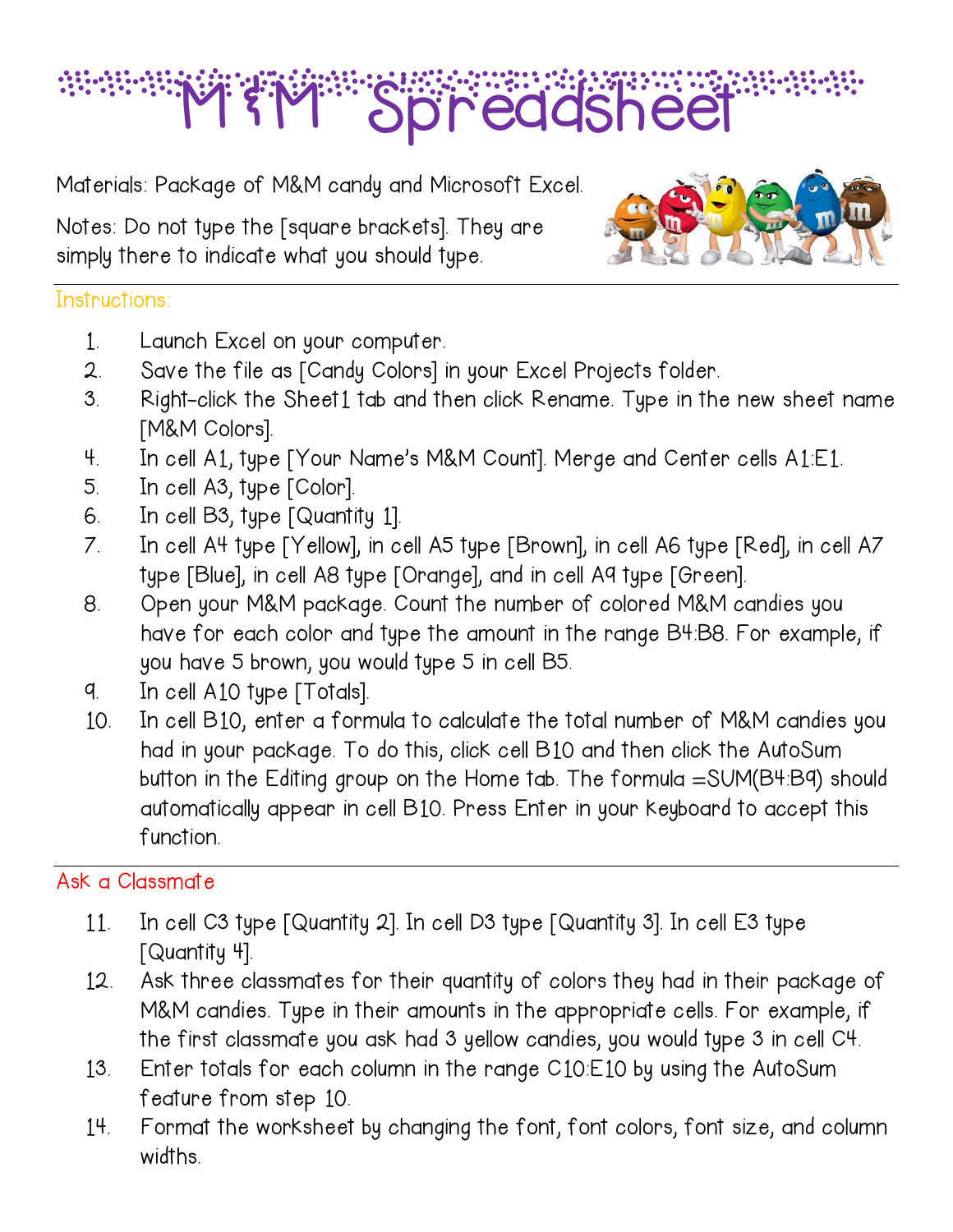# M&M Spreadsheet

Materials: Package of M&M candy and Microsoft Excel.

Notes: Do not type the [square brackets]. They are simply there to indicate what you should type.

## Instructions:

1. Launch Excel on your computer.
2. Save the file as [Candy Colors] in your Excel Projects folder.
3. Right-click the Sheet1 tab and then click Rename. Type in the new sheet name [M&M Colors].
4. In cell A1, type [Your Name's M&M Count]. Merge and Center cells A1:E1.
5. In cell A3, type [Color].
6. In cell B3, type [Quantity 1].
7. In cell A4 type [Yellow], in cell A5 type [Brown], in cell A6 type [Red], in cell A7 type [Blue], in cell A8 type [Orange], and in cell A9 type [Green].
8. Open your M&M package. Count the number of colored M&M candies you have for each color and type the amount in the range B4:B8. For example, if you have 5 brown, you would type 5 in cell B5.
9. In cell A10 type [Totals].
10. In cell B10, enter a formula to calculate the total number of M&M candies you had in your package. To do this, click cell B10 and then click the AutoSum button in the Editing group on the Home tab. The formula =SUM(B4:B9) should automatically appear in cell B10. Press Enter in your keyboard to accept this function.

## Ask a Classmate

11. In cell C3 type [Quantity 2]. In cell D3 type [Quantity 3]. In cell E3 type [Quantity 4].
12. Ask three classmates for their quantity of colors they had in their package of M&M candies. Type in their amounts in the appropriate cells. For example, if the first classmate you ask had 3 yellow candies, you would type 3 in cell C4.
13. Enter totals for each column in the range C10:E10 by using the AutoSum feature from step 10.
14. Format the worksheet by changing the font, font colors, font size, and column widths.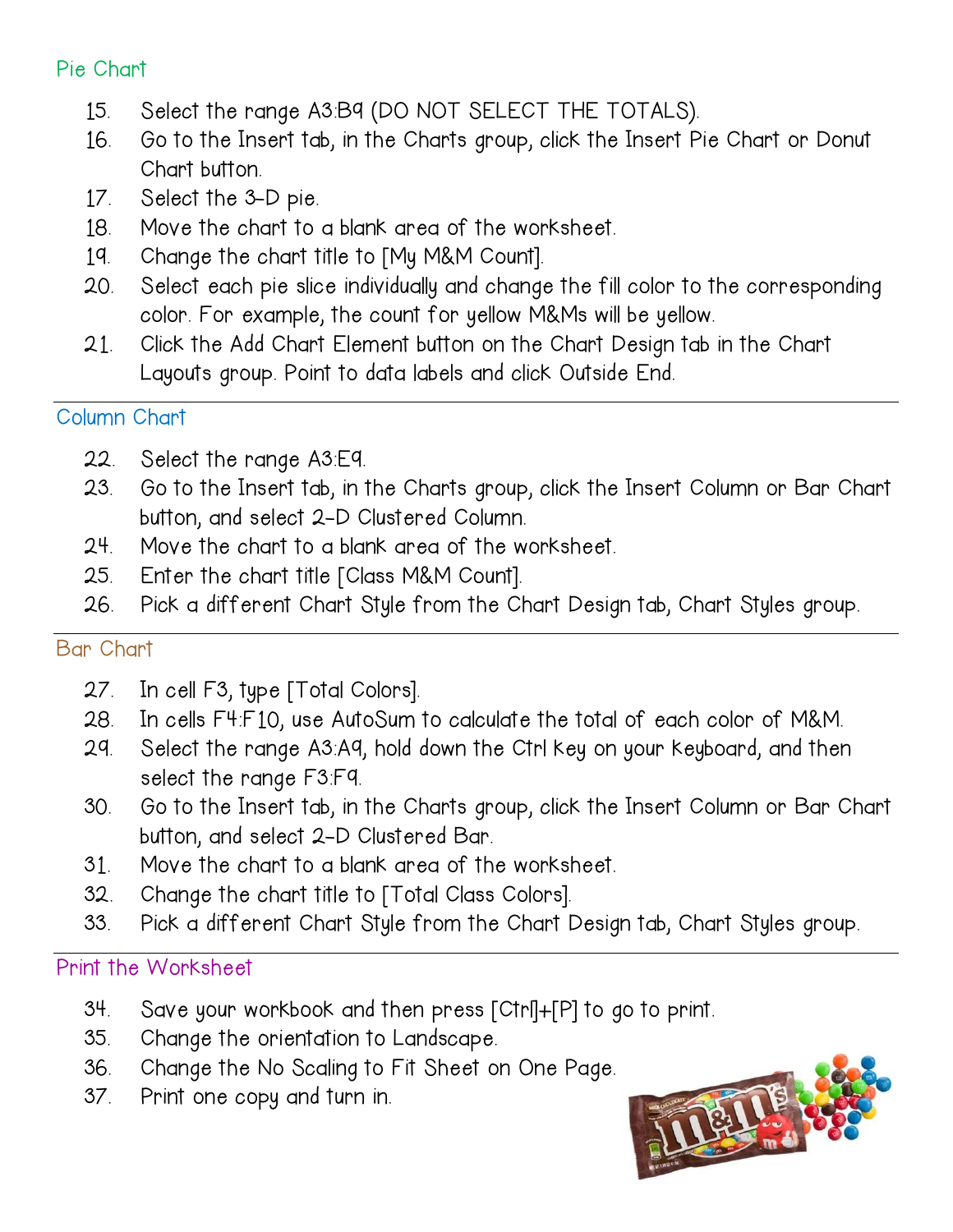## Pie Chart

15. Select the range A3:B9 (DO NOT SELECT THE TOTALS).
16. Go to the Insert tab, in the Charts group, click the Insert Pie Chart or Donut Chart button.
17. Select the 3-D pie.
18. Move the chart to a blank area of the worksheet.
19. Change the chart title to [My M&M Count].
20. Select each pie slice individually and change the fill color to the corresponding color. For example, the count for yellow M&Ms will be yellow.
21. Click the Add Chart Element button on the Chart Design tab in the Chart Layouts group. Point to data labels and click Outside End.

## Column Chart

22. Select the range A3:E9.
23. Go to the Insert tab, in the Charts group, click the Insert Column or Bar Chart button, and select 2-D Clustered Column.
24. Move the chart to a blank area of the worksheet.
25. Enter the chart title [Class M&M Count].
26. Pick a different Chart Style from the Chart Design tab, Chart Styles group.

## Bar Chart

27. In cell F3, type [Total Colors].
28. In cells F4:F10, use AutoSum to calculate the total of each color of M&M.
29. Select the range A3:A9, hold down the Ctrl Key on your Keyboard, and then select the range F3:F9.
30. Go to the Insert tab, in the Charts group, click the Insert Column or Bar Chart button, and select 2-D Clustered Bar.
31. Move the chart to a blank area of the worksheet.
32. Change the chart title to [Total Class Colors].
33. Pick a different Chart Style from the Chart Design tab, Chart Styles group.

## Print the Worksheet

34. Save your workbook and then press [Ctrl]+[P] to go to print.
35. Change the orientation to Landscape.
36. Change the No Scaling to Fit Sheet on One Page.
37. Print one copy and turn in.